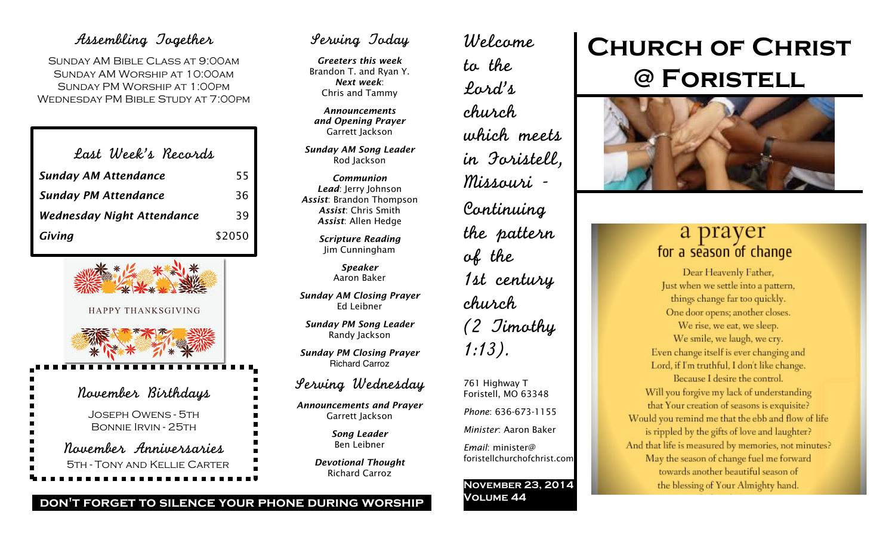# Church of Christ @ Foristell

## Assembling Together

Sunday AM Bible Class at 9:00am
Sunday AM Worship at 10:00am
Sunday PM Worship at 1:00pm
Wednesday PM Bible Study at 7:00pm

## Last Week's Records

| | |
|---|---|
| ***Sunday AM Attendance*** | 55 |
| ***Sunday PM Attendance*** | 36 |
| ***Wednesday Night Attendance*** | 39 |
| ***Giving*** | $2050 |

HAPPY THANKSGIVING

## November Birthdays

Joseph Owens - 5th
Bonnie Irvin - 25th

## November Anniversaries

5th - Tony and Kellie Carter

## Serving Today

***Greeters this week***
Brandon T. and Ryan Y.
***Next week***:
Chris and Tammy

***Announcements and Opening Prayer***
Garrett Jackson

***Sunday AM Song Leader***
Rod Jackson

***Communion***
***Lead***: Jerry Johnson
***Assist***: Brandon Thompson
***Assist***: Chris Smith
***Assist***: Allen Hedge

***Scripture Reading***
Jim Cunningham

***Speaker***
Aaron Baker

***Sunday AM Closing Prayer***
Ed Leibner

***Sunday PM Song Leader***
Randy Jackson

***Sunday PM Closing Prayer***
Richard Carroz

## Serving Wednesday

***Announcements and Prayer***
Garrett Jackson

***Song Leader***
Ben Leibner

***Devotional Thought***
Richard Carroz

**DON'T FORGET TO SILENCE YOUR PHONE DURING WORSHIP**

*Welcome to the Lord's church which meets in Foristell, Missouri - Continuing the pattern of the 1st century church (2 Timothy 1:13).*

761 Highway T
Foristell, MO 63348

*Phone*: 636-673-1155

*Minister*: Aaron Baker

*Email*: minister@foristellchurchofchrist.com

**November 23, 2014**
**Volume 44**

## a prayer for a season of change

Dear Heavenly Father,
Just when we settle into a pattern,
things change far too quickly.
One door opens; another closes.
We rise, we eat, we sleep.
We smile, we laugh, we cry.
Even change itself is ever changing and
Lord, if I'm truthful, I don't like change.
Because I desire the control.
Will you forgive my lack of understanding
that Your creation of seasons is exquisite?
Would you remind me that the ebb and flow of life
is rippled by the gifts of love and laughter?
And that life is measured by memories, not minutes?
May the season of change fuel me forward
towards another beautiful season of
the blessing of Your Almighty hand.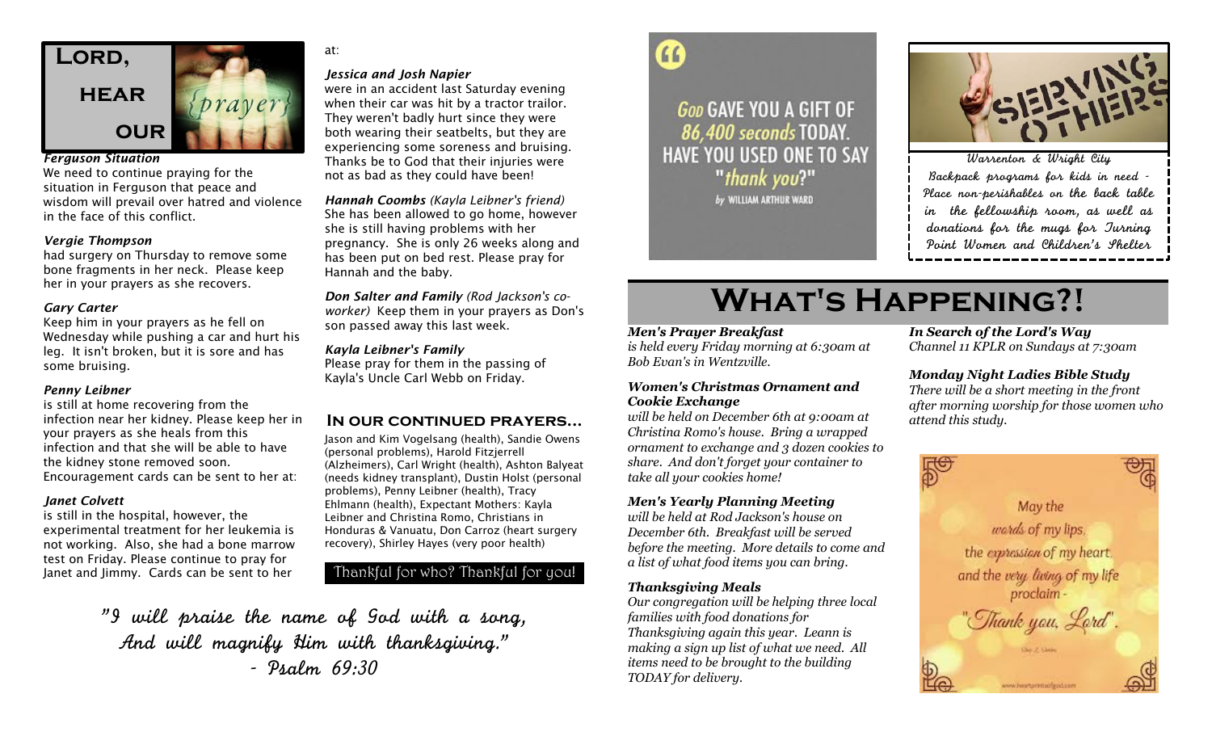# Lord, hear our {prayer}

***Ferguson Situation***

We need to continue praying for the situation in Ferguson that peace and wisdom will prevail over hatred and violence in the face of this conflict.

***Vergie Thompson***

had surgery on Thursday to remove some bone fragments in her neck. Please keep her in your prayers as she recovers.

***Gary Carter***

Keep him in your prayers as he fell on Wednesday while pushing a car and hurt his leg. It isn't broken, but it is sore and has some bruising.

***Penny Leibner***

is still at home recovering from the infection near her kidney. Please keep her in your prayers as she heals from this infection and that she will be able to have the kidney stone removed soon. Encouragement cards can be sent to her at:

***Janet Colvett***

is still in the hospital, however, the experimental treatment for her leukemia is not working. Also, she had a bone marrow test on Friday. Please continue to pray for Janet and Jimmy. Cards can be sent to her at:

***Jessica and Josh Napier***

were in an accident last Saturday evening when their car was hit by a tractor trailer. They weren't badly hurt since they were both wearing their seatbelts, but they are experiencing some soreness and bruising. Thanks be to God that their injuries were not as bad as they could have been!

***Hannah Coombs** (Kayla Leibner's friend)*

She has been allowed to go home, however she is still having problems with her pregnancy. She is only 26 weeks along and has been put on bed rest. Please pray for Hannah and the baby.

***Don Salter and Family** (Rod Jackson's co-worker)* Keep them in your prayers as Don's son passed away this last week.

***Kayla Leibner's Family***

Please pray for them in the passing of Kayla's Uncle Carl Webb on Friday.

## In our continued prayers...

Jason and Kim Vogelsang (health), Sandie Owens (personal problems), Harold Fitzjerrell (Alzheimers), Carl Wright (health), Ashton Balyeat (needs kidney transplant), Dustin Holst (personal problems), Penny Leibner (health), Tracy Ehlmann (health), Expectant Mothers: Kayla Leibner and Christina Romo, Christians in Honduras & Vanuatu, Don Carroz (heart surgery recovery), Shirley Hayes (very poor health)

Thankful for who? Thankful for you!

*"I will praise the name of God with a song,*
*And will magnify Him with thanksgiving."*
*- Psalm 69:30*

God GAVE YOU A GIFT OF *86,400 seconds* TODAY. HAVE YOU USED ONE TO SAY "*thank you*?"
by WILLIAM ARTHUR WARD

SERVING OTHERS

*Warrenton & Wright City Backpack programs for kids in need - Place non-perishables on the back table in the fellowship room, as well as donations for the mugs for Turning Point Women and Children's Shelter*

# What's Happening?!

***Men's Prayer Breakfast***

*is held every Friday morning at 6:30am at Bob Evan's in Wentzville.*

***Women's Christmas Ornament and Cookie Exchange***

*will be held on December 6th at 9:00am at Christina Romo's house. Bring a wrapped ornament to exchange and 3 dozen cookies to share. And don't forget your container to take all your cookies home!*

***Men's Yearly Planning Meeting***

*will be held at Rod Jackson's house on December 6th. Breakfast will be served before the meeting. More details to come and a list of what food items you can bring.*

***Thanksgiving Meals***

*Our congregation will be helping three local families with food donations for Thanksgiving again this year. Leann is making a sign up list of what we need. All items need to be brought to the building TODAY for delivery.*

***In Search of the Lord's Way***

*Channel 11 KPLR on Sundays at 7:30am*

***Monday Night Ladies Bible Study***

*There will be a short meeting in the front after morning worship for those women who attend this study.*

May the words of my lips, the expression of my heart, and the very living of my life proclaim - "Thank you, Lord".